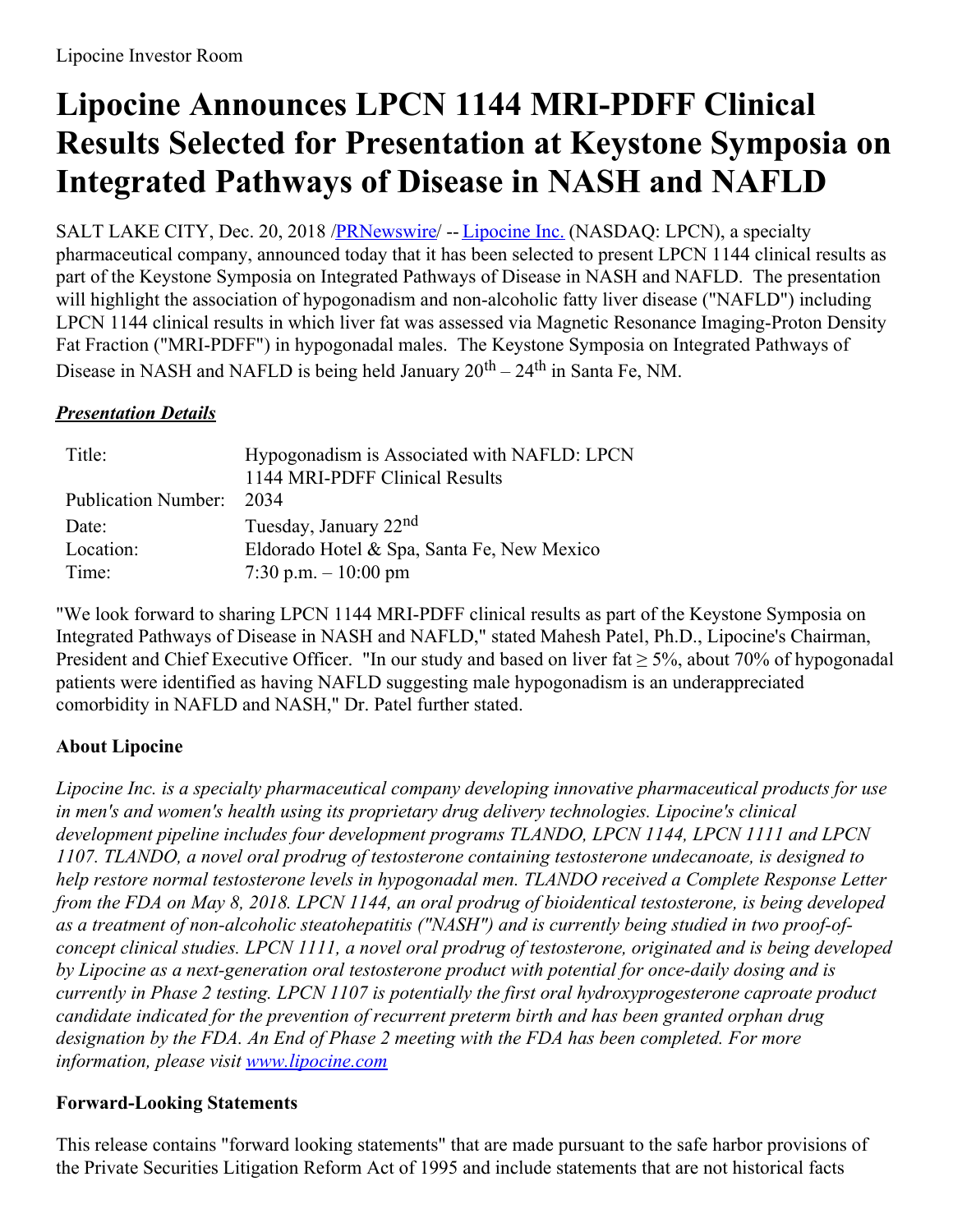Lipocine Investor Room

# Lipocine Announces LPCN 1144 MRI-PDFF Clinical Results Selected for Presentation at Keystone Symposia on Integrated Pathways of Disease in NASH and NAFLD

SALT LAKE CITY, Dec. 20, 2018 /PRNewswire/ -- Lipocine Inc. (NASDAQ: LPCN), a specialty pharmaceutical company, announced today that it has been selected to present LPCN 1144 clinical results as part of the Keystone Symposia on Integrated Pathways of Disease in NASH and NAFLD. The presentation will highlight the association of hypogonadism and non-alcoholic fatty liver disease ("NAFLD") including LPCN 1144 clinical results in which liver fat was assessed via Magnetic Resonance Imaging-Proton Density Fat Fraction ("MRI-PDFF") in hypogonadal males. The Keystone Symposia on Integrated Pathways of Disease in NASH and NAFLD is being held January 20th – 24th in Santa Fe, NM.

***Presentation Details***

| | |
|---|---|
| Title: | Hypogonadism is Associated with NAFLD: LPCN 1144 MRI-PDFF Clinical Results |
| Publication Number: | 2034 |
| Date: | Tuesday, January 22nd |
| Location: | Eldorado Hotel & Spa, Santa Fe, New Mexico |
| Time: | 7:30 p.m. – 10:00 pm |

"We look forward to sharing LPCN 1144 MRI-PDFF clinical results as part of the Keystone Symposia on Integrated Pathways of Disease in NASH and NAFLD," stated Mahesh Patel, Ph.D., Lipocine's Chairman, President and Chief Executive Officer. "In our study and based on liver fat $\geq$ 5%, about 70% of hypogonadal patients were identified as having NAFLD suggesting male hypogonadism is an underappreciated comorbidity in NAFLD and NASH," Dr. Patel further stated.

### About Lipocine

*Lipocine Inc. is a specialty pharmaceutical company developing innovative pharmaceutical products for use in men's and women's health using its proprietary drug delivery technologies. Lipocine's clinical development pipeline includes four development programs TLANDO, LPCN 1144, LPCN 1111 and LPCN 1107. TLANDO, a novel oral prodrug of testosterone containing testosterone undecanoate, is designed to help restore normal testosterone levels in hypogonadal men. TLANDO received a Complete Response Letter from the FDA on May 8, 2018. LPCN 1144, an oral prodrug of bioidentical testosterone, is being developed as a treatment of non-alcoholic steatohepatitis ("NASH") and is currently being studied in two proof-of-concept clinical studies. LPCN 1111, a novel oral prodrug of testosterone, originated and is being developed by Lipocine as a next-generation oral testosterone product with potential for once-daily dosing and is currently in Phase 2 testing. LPCN 1107 is potentially the first oral hydroxyprogesterone caproate product candidate indicated for the prevention of recurrent preterm birth and has been granted orphan drug designation by the FDA. An End of Phase 2 meeting with the FDA has been completed. For more information, please visit www.lipocine.com*

### Forward-Looking Statements

This release contains "forward looking statements" that are made pursuant to the safe harbor provisions of the Private Securities Litigation Reform Act of 1995 and include statements that are not historical facts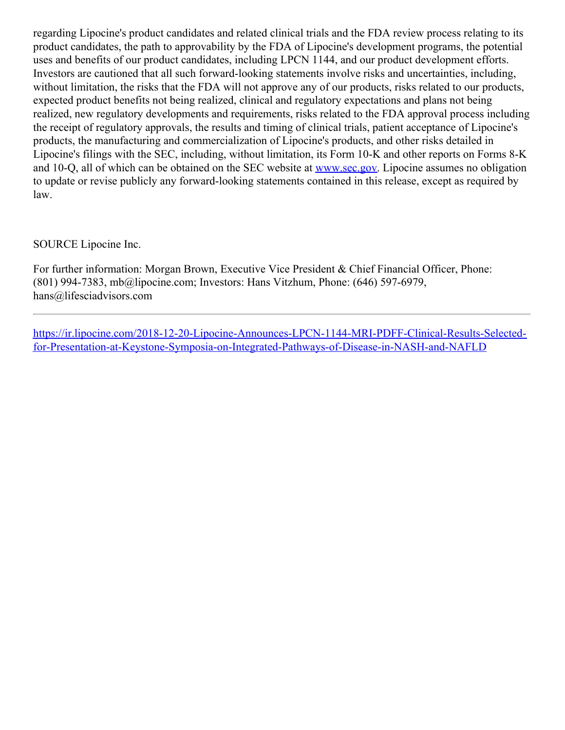regarding Lipocine's product candidates and related clinical trials and the FDA review process relating to its product candidates, the path to approvability by the FDA of Lipocine's development programs, the potential uses and benefits of our product candidates, including LPCN 1144, and our product development efforts. Investors are cautioned that all such forward-looking statements involve risks and uncertainties, including, without limitation, the risks that the FDA will not approve any of our products, risks related to our products, expected product benefits not being realized, clinical and regulatory expectations and plans not being realized, new regulatory developments and requirements, risks related to the FDA approval process including the receipt of regulatory approvals, the results and timing of clinical trials, patient acceptance of Lipocine's products, the manufacturing and commercialization of Lipocine's products, and other risks detailed in Lipocine's filings with the SEC, including, without limitation, its Form 10-K and other reports on Forms 8-K and 10-Q, all of which can be obtained on the SEC website at www.sec.gov. Lipocine assumes no obligation to update or revise publicly any forward-looking statements contained in this release, except as required by law.

SOURCE Lipocine Inc.

For further information: Morgan Brown, Executive Vice President & Chief Financial Officer, Phone: (801) 994-7383, mb@lipocine.com; Investors: Hans Vitzhum, Phone: (646) 597-6979, hans@lifesciadvisors.com

---

https://ir.lipocine.com/2018-12-20-Lipocine-Announces-LPCN-1144-MRI-PDFF-Clinical-Results-Selected-for-Presentation-at-Keystone-Symposia-on-Integrated-Pathways-of-Disease-in-NASH-and-NAFLD